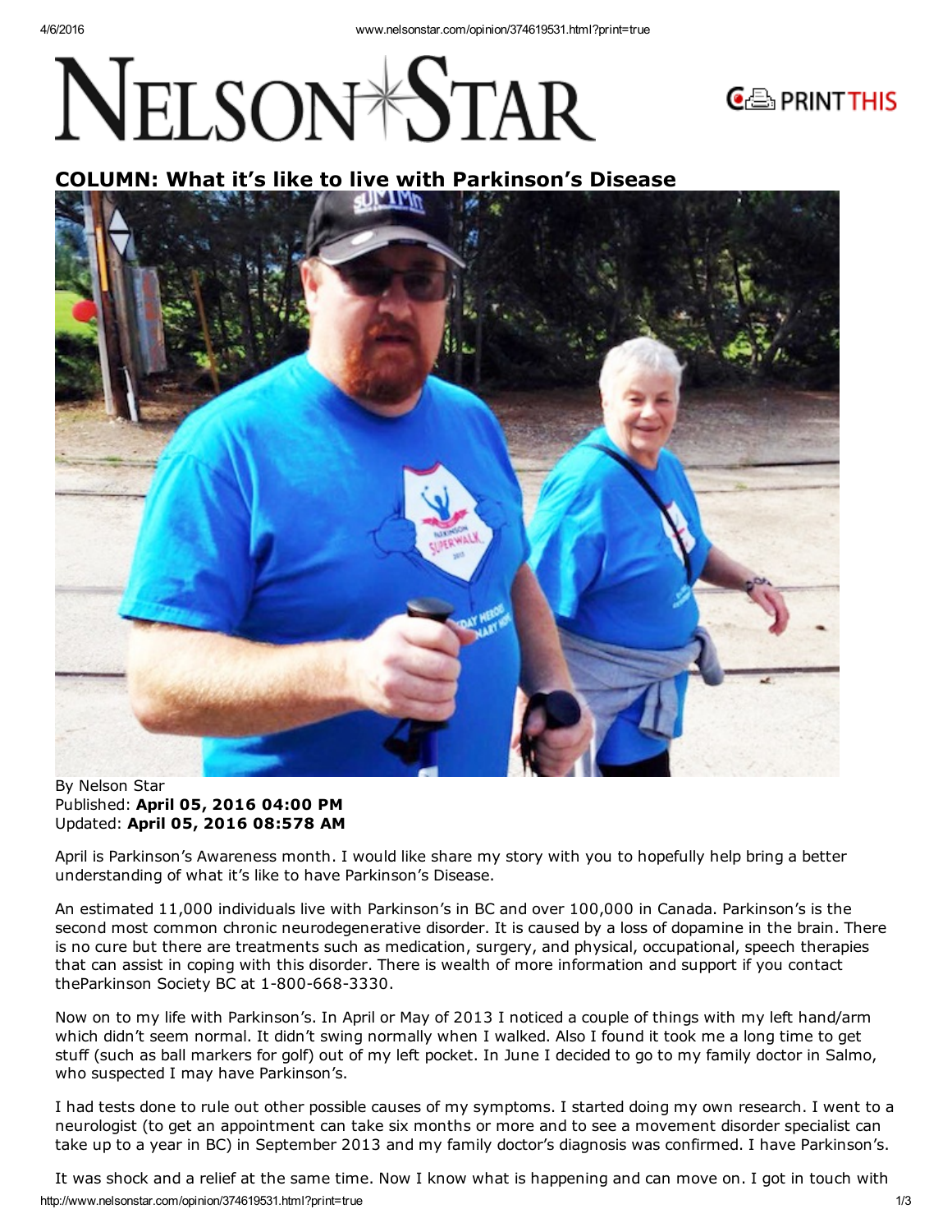# NELSON STAR

## COLUMN: What it's like to live with Parkinson's Disease

By Nelson Star
Published: **April 05, 2016 04:00 PM**
Updated: **April 05, 2016 08:578 AM**

April is Parkinson's Awareness month. I would like share my story with you to hopefully help bring a better understanding of what it's like to have Parkinson's Disease.

An estimated 11,000 individuals live with Parkinson's in BC and over 100,000 in Canada. Parkinson's is the second most common chronic neurodegenerative disorder. It is caused by a loss of dopamine in the brain. There is no cure but there are treatments such as medication, surgery, and physical, occupational, speech therapies that can assist in coping with this disorder. There is wealth of more information and support if you contact theParkinson Society BC at 1-800-668-3330.

Now on to my life with Parkinson's. In April or May of 2013 I noticed a couple of things with my left hand/arm which didn't seem normal. It didn't swing normally when I walked. Also I found it took me a long time to get stuff (such as ball markers for golf) out of my left pocket. In June I decided to go to my family doctor in Salmo, who suspected I may have Parkinson's.

I had tests done to rule out other possible causes of my symptoms. I started doing my own research. I went to a neurologist (to get an appointment can take six months or more and to see a movement disorder specialist can take up to a year in BC) in September 2013 and my family doctor's diagnosis was confirmed. I have Parkinson's.

It was shock and a relief at the same time. Now I know what is happening and can move on. I got in touch with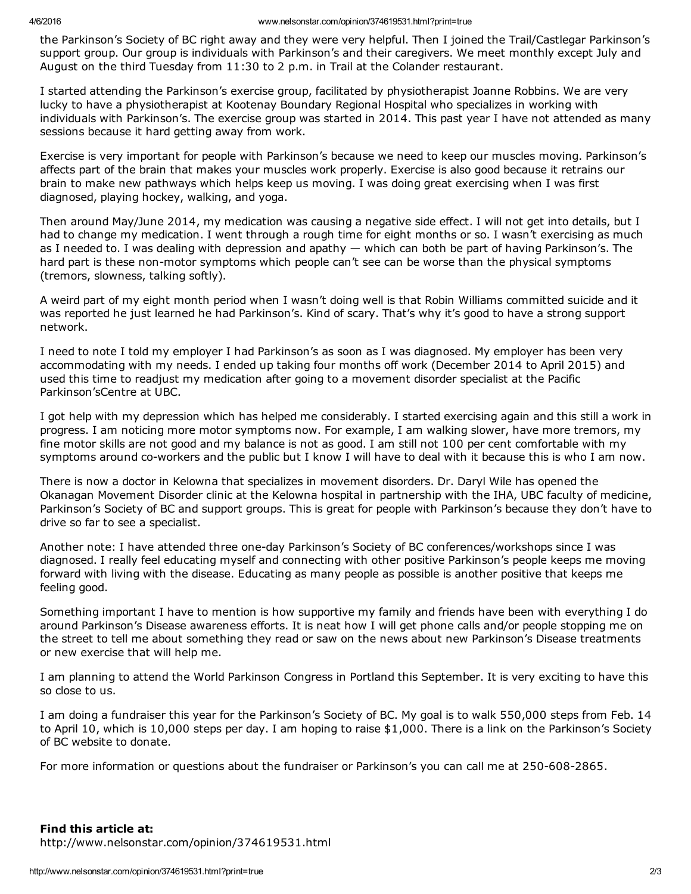the Parkinson's Society of BC right away and they were very helpful. Then I joined the Trail/Castlegar Parkinson's support group. Our group is individuals with Parkinson's and their caregivers. We meet monthly except July and August on the third Tuesday from 11:30 to 2 p.m. in Trail at the Colander restaurant.

I started attending the Parkinson's exercise group, facilitated by physiotherapist Joanne Robbins. We are very lucky to have a physiotherapist at Kootenay Boundary Regional Hospital who specializes in working with individuals with Parkinson's. The exercise group was started in 2014. This past year I have not attended as many sessions because it hard getting away from work.

Exercise is very important for people with Parkinson's because we need to keep our muscles moving. Parkinson's affects part of the brain that makes your muscles work properly. Exercise is also good because it retrains our brain to make new pathways which helps keep us moving. I was doing great exercising when I was first diagnosed, playing hockey, walking, and yoga.

Then around May/June 2014, my medication was causing a negative side effect. I will not get into details, but I had to change my medication. I went through a rough time for eight months or so. I wasn't exercising as much as I needed to. I was dealing with depression and apathy — which can both be part of having Parkinson's. The hard part is these non-motor symptoms which people can't see can be worse than the physical symptoms (tremors, slowness, talking softly).

A weird part of my eight month period when I wasn't doing well is that Robin Williams committed suicide and it was reported he just learned he had Parkinson's. Kind of scary. That's why it's good to have a strong support network.

I need to note I told my employer I had Parkinson's as soon as I was diagnosed. My employer has been very accommodating with my needs. I ended up taking four months off work (December 2014 to April 2015) and used this time to readjust my medication after going to a movement disorder specialist at the Pacific Parkinson'sCentre at UBC.

I got help with my depression which has helped me considerably. I started exercising again and this still a work in progress. I am noticing more motor symptoms now. For example, I am walking slower, have more tremors, my fine motor skills are not good and my balance is not as good. I am still not 100 per cent comfortable with my symptoms around co-workers and the public but I know I will have to deal with it because this is who I am now.

There is now a doctor in Kelowna that specializes in movement disorders. Dr. Daryl Wile has opened the Okanagan Movement Disorder clinic at the Kelowna hospital in partnership with the IHA, UBC faculty of medicine, Parkinson's Society of BC and support groups. This is great for people with Parkinson's because they don't have to drive so far to see a specialist.

Another note: I have attended three one-day Parkinson's Society of BC conferences/workshops since I was diagnosed. I really feel educating myself and connecting with other positive Parkinson's people keeps me moving forward with living with the disease. Educating as many people as possible is another positive that keeps me feeling good.

Something important I have to mention is how supportive my family and friends have been with everything I do around Parkinson's Disease awareness efforts. It is neat how I will get phone calls and/or people stopping me on the street to tell me about something they read or saw on the news about new Parkinson's Disease treatments or new exercise that will help me.

I am planning to attend the World Parkinson Congress in Portland this September. It is very exciting to have this so close to us.

I am doing a fundraiser this year for the Parkinson's Society of BC. My goal is to walk 550,000 steps from Feb. 14 to April 10, which is 10,000 steps per day. I am hoping to raise $1,000. There is a link on the Parkinson's Society of BC website to donate.

For more information or questions about the fundraiser or Parkinson's you can call me at 250-608-2865.

**Find this article at:**
http://www.nelsonstar.com/opinion/374619531.html